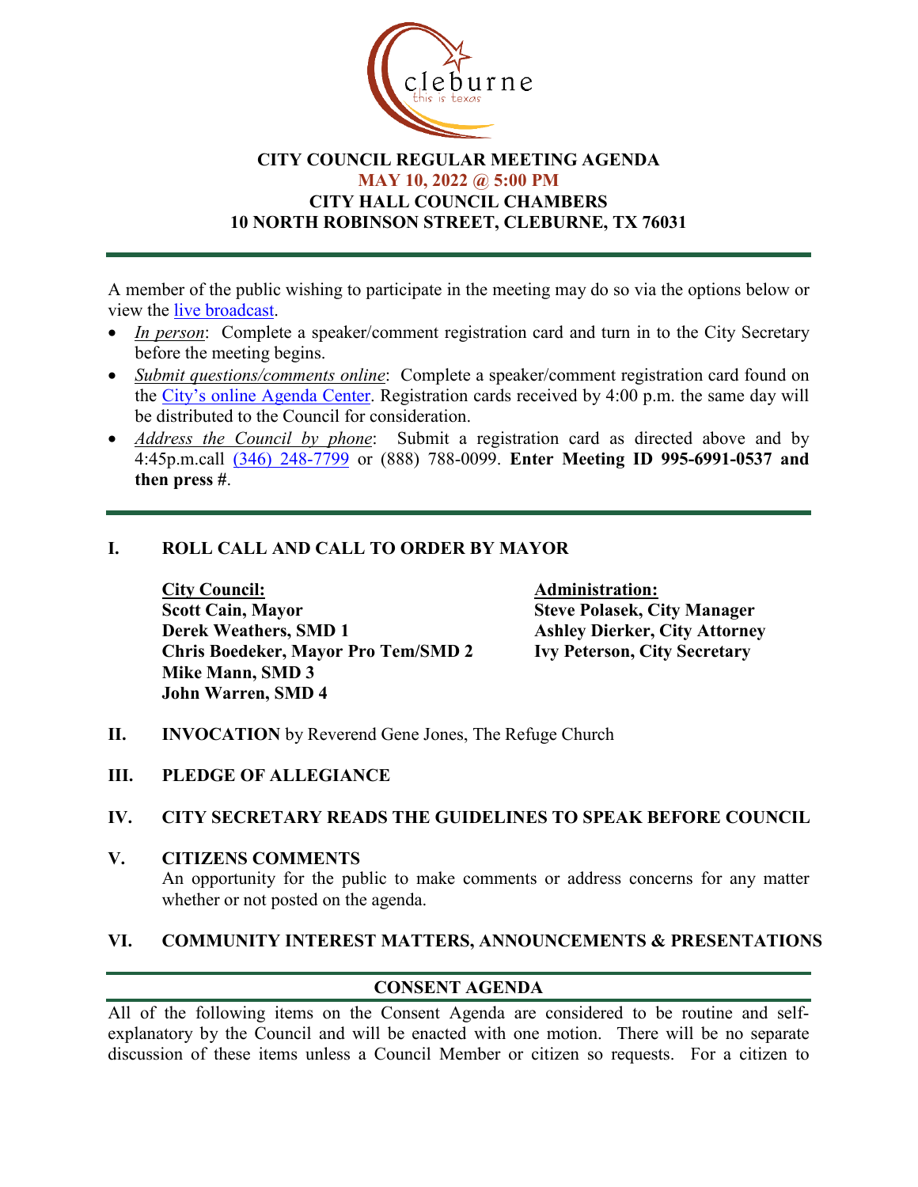# CITY COUNCIL REGULAR MEETING AGENDA

**MAY 10, 2022 @ 5:00 PM**
**CITY HALL COUNCIL CHAMBERS**
**10 NORTH ROBINSON STREET, CLEBURNE, TX 76031**

---

A member of the public wishing to participate in the meeting may do so via the options below or view the live broadcast.

- *In person*: Complete a speaker/comment registration card and turn in to the City Secretary before the meeting begins.
- *Submit questions/comments online*: Complete a speaker/comment registration card found on the City's online Agenda Center. Registration cards received by 4:00 p.m. the same day will be distributed to the Council for consideration.
- *Address the Council by phone*: Submit a registration card as directed above and by 4:45p.m.call (346) 248-7799 or (888) 788-0099. **Enter Meeting ID 995-6991-0537 and then press #**.

---

## I. ROLL CALL AND CALL TO ORDER BY MAYOR

**City Council:**
**Scott Cain, Mayor**
**Derek Weathers, SMD 1**
**Chris Boedeker, Mayor Pro Tem/SMD 2**
**Mike Mann, SMD 3**
**John Warren, SMD 4**

**Administration:**
**Steve Polasek, City Manager**
**Ashley Dierker, City Attorney**
**Ivy Peterson, City Secretary**

## II. INVOCATION by Reverend Gene Jones, The Refuge Church

## III. PLEDGE OF ALLEGIANCE

## IV. CITY SECRETARY READS THE GUIDELINES TO SPEAK BEFORE COUNCIL

## V. CITIZENS COMMENTS

An opportunity for the public to make comments or address concerns for any matter whether or not posted on the agenda.

## VI. COMMUNITY INTEREST MATTERS, ANNOUNCEMENTS & PRESENTATIONS

---

## CONSENT AGENDA

All of the following items on the Consent Agenda are considered to be routine and self-explanatory by the Council and will be enacted with one motion. There will be no separate discussion of these items unless a Council Member or citizen so requests. For a citizen to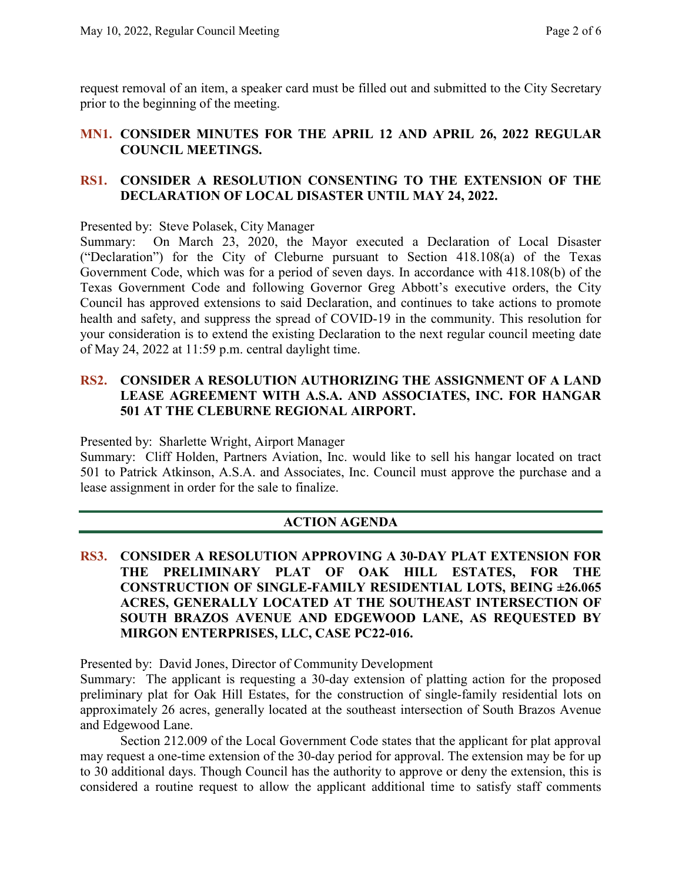request removal of an item, a speaker card must be filled out and submitted to the City Secretary prior to the beginning of the meeting.

### MN1. CONSIDER MINUTES FOR THE APRIL 12 AND APRIL 26, 2022 REGULAR COUNCIL MEETINGS.

### RS1. CONSIDER A RESOLUTION CONSENTING TO THE EXTENSION OF THE DECLARATION OF LOCAL DISASTER UNTIL MAY 24, 2022.

Presented by: Steve Polasek, City Manager
Summary: On March 23, 2020, the Mayor executed a Declaration of Local Disaster ("Declaration") for the City of Cleburne pursuant to Section 418.108(a) of the Texas Government Code, which was for a period of seven days. In accordance with 418.108(b) of the Texas Government Code and following Governor Greg Abbott's executive orders, the City Council has approved extensions to said Declaration, and continues to take actions to promote health and safety, and suppress the spread of COVID-19 in the community. This resolution for your consideration is to extend the existing Declaration to the next regular council meeting date of May 24, 2022 at 11:59 p.m. central daylight time.

### RS2. CONSIDER A RESOLUTION AUTHORIZING THE ASSIGNMENT OF A LAND LEASE AGREEMENT WITH A.S.A. AND ASSOCIATES, INC. FOR HANGAR 501 AT THE CLEBURNE REGIONAL AIRPORT.

Presented by: Sharlette Wright, Airport Manager
Summary: Cliff Holden, Partners Aviation, Inc. would like to sell his hangar located on tract 501 to Patrick Atkinson, A.S.A. and Associates, Inc. Council must approve the purchase and a lease assignment in order for the sale to finalize.

---

## ACTION AGENDA

---

### RS3. CONSIDER A RESOLUTION APPROVING A 30-DAY PLAT EXTENSION FOR THE PRELIMINARY PLAT OF OAK HILL ESTATES, FOR THE CONSTRUCTION OF SINGLE-FAMILY RESIDENTIAL LOTS, BEING ±26.065 ACRES, GENERALLY LOCATED AT THE SOUTHEAST INTERSECTION OF SOUTH BRAZOS AVENUE AND EDGEWOOD LANE, AS REQUESTED BY MIRGON ENTERPRISES, LLC, CASE PC22-016.

Presented by: David Jones, Director of Community Development
Summary: The applicant is requesting a 30-day extension of platting action for the proposed preliminary plat for Oak Hill Estates, for the construction of single-family residential lots on approximately 26 acres, generally located at the southeast intersection of South Brazos Avenue and Edgewood Lane.

Section 212.009 of the Local Government Code states that the applicant for plat approval may request a one-time extension of the 30-day period for approval. The extension may be for up to 30 additional days. Though Council has the authority to approve or deny the extension, this is considered a routine request to allow the applicant additional time to satisfy staff comments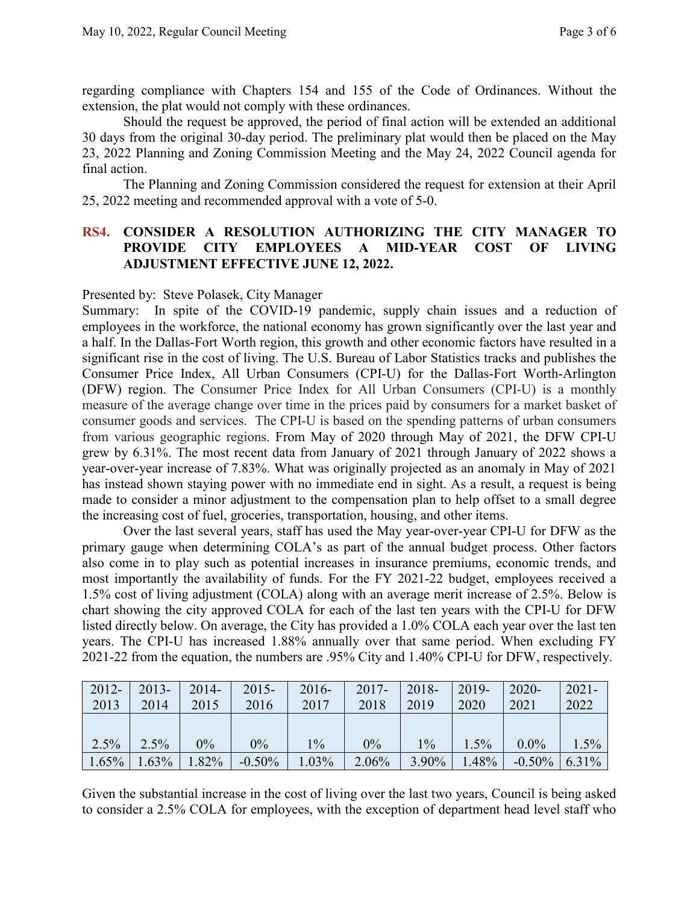regarding compliance with Chapters 154 and 155 of the Code of Ordinances. Without the extension, the plat would not comply with these ordinances.

Should the request be approved, the period of final action will be extended an additional 30 days from the original 30-day period. The preliminary plat would then be placed on the May 23, 2022 Planning and Zoning Commission Meeting and the May 24, 2022 Council agenda for final action.

The Planning and Zoning Commission considered the request for extension at their April 25, 2022 meeting and recommended approval with a vote of 5-0.

### RS4. CONSIDER A RESOLUTION AUTHORIZING THE CITY MANAGER TO PROVIDE CITY EMPLOYEES A MID-YEAR COST OF LIVING ADJUSTMENT EFFECTIVE JUNE 12, 2022.

Presented by: Steve Polasek, City Manager

Summary: In spite of the COVID-19 pandemic, supply chain issues and a reduction of employees in the workforce, the national economy has grown significantly over the last year and a half. In the Dallas-Fort Worth region, this growth and other economic factors have resulted in a significant rise in the cost of living. The U.S. Bureau of Labor Statistics tracks and publishes the Consumer Price Index, All Urban Consumers (CPI-U) for the Dallas-Fort Worth-Arlington (DFW) region. The Consumer Price Index for All Urban Consumers (CPI-U) is a monthly measure of the average change over time in the prices paid by consumers for a market basket of consumer goods and services. The CPI-U is based on the spending patterns of urban consumers from various geographic regions. From May of 2020 through May of 2021, the DFW CPI-U grew by 6.31%. The most recent data from January of 2021 through January of 2022 shows a year-over-year increase of 7.83%. What was originally projected as an anomaly in May of 2021 has instead shown staying power with no immediate end in sight. As a result, a request is being made to consider a minor adjustment to the compensation plan to help offset to a small degree the increasing cost of fuel, groceries, transportation, housing, and other items.

Over the last several years, staff has used the May year-over-year CPI-U for DFW as the primary gauge when determining COLA's as part of the annual budget process. Other factors also come in to play such as potential increases in insurance premiums, economic trends, and most importantly the availability of funds. For the FY 2021-22 budget, employees received a 1.5% cost of living adjustment (COLA) along with an average merit increase of 2.5%. Below is chart showing the city approved COLA for each of the last ten years with the CPI-U for DFW listed directly below. On average, the City has provided a 1.0% COLA each year over the last ten years. The CPI-U has increased 1.88% annually over that same period. When excluding FY 2021-22 from the equation, the numbers are .95% City and 1.40% CPI-U for DFW, respectively.

| 2012-2013 | 2013-2014 | 2014-2015 | 2015-2016 | 2016-2017 | 2017-2018 | 2018-2019 | 2019-2020 | 2020-2021 | 2021-2022 |
|---|---|---|---|---|---|---|---|---|---|
| 2.5% | 2.5% | 0% | 0% | 1% | 0% | 1% | 1.5% | 0.0% | 1.5% |
| 1.65% | 1.63% | 1.82% | -0.50% | 1.03% | 2.06% | 3.90% | 1.48% | -0.50% | 6.31% |

Given the substantial increase in the cost of living over the last two years, Council is being asked to consider a 2.5% COLA for employees, with the exception of department head level staff who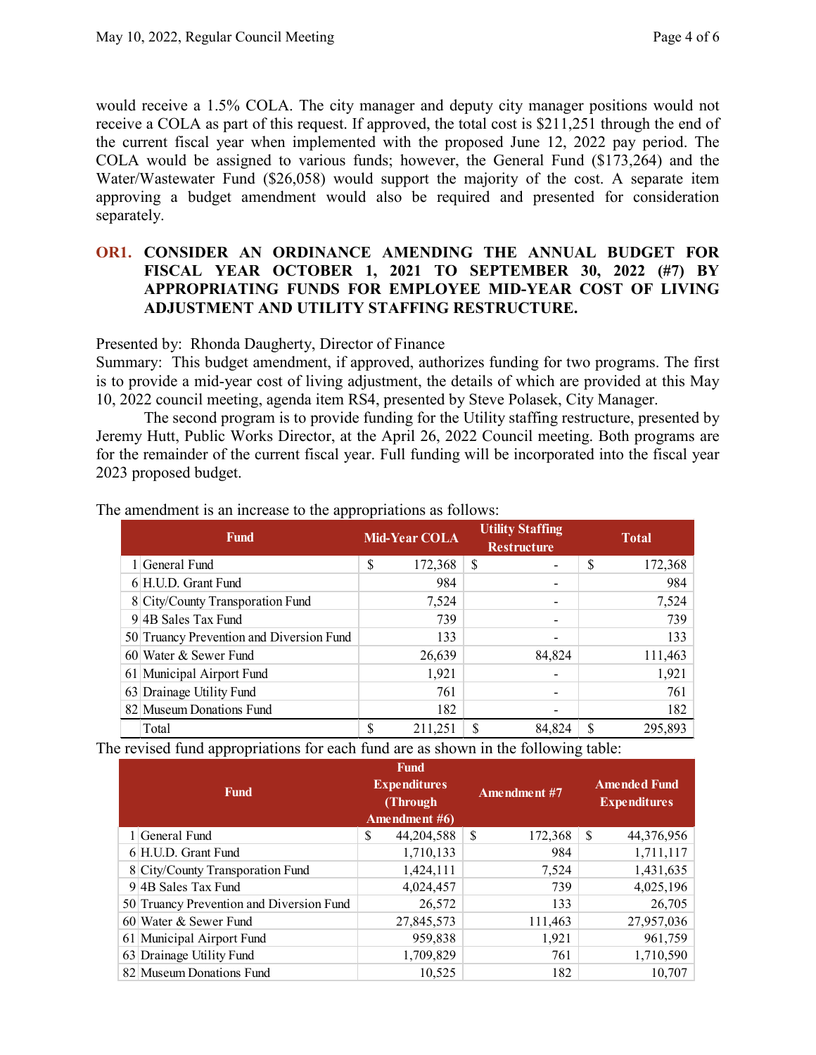would receive a 1.5% COLA. The city manager and deputy city manager positions would not receive a COLA as part of this request. If approved, the total cost is $211,251 through the end of the current fiscal year when implemented with the proposed June 12, 2022 pay period. The COLA would be assigned to various funds; however, the General Fund ($173,264) and the Water/Wastewater Fund ($26,058) would support the majority of the cost. A separate item approving a budget amendment would also be required and presented for consideration separately.

## OR1. CONSIDER AN ORDINANCE AMENDING THE ANNUAL BUDGET FOR FISCAL YEAR OCTOBER 1, 2021 TO SEPTEMBER 30, 2022 (#7) BY APPROPRIATING FUNDS FOR EMPLOYEE MID-YEAR COST OF LIVING ADJUSTMENT AND UTILITY STAFFING RESTRUCTURE.

Presented by: Rhonda Daugherty, Director of Finance

Summary: This budget amendment, if approved, authorizes funding for two programs. The first is to provide a mid-year cost of living adjustment, the details of which are provided at this May 10, 2022 council meeting, agenda item RS4, presented by Steve Polasek, City Manager.

The second program is to provide funding for the Utility staffing restructure, presented by Jeremy Hutt, Public Works Director, at the April 26, 2022 Council meeting. Both programs are for the remainder of the current fiscal year. Full funding will be incorporated into the fiscal year 2023 proposed budget.

The amendment is an increase to the appropriations as follows:

| | Fund | Mid-Year COLA | Utility Staffing Restructure | Total |
|---|---|---|---|---|
| 1 | General Fund | $ 172,368 | $ - | $ 172,368 |
| 6 | H.U.D. Grant Fund | 984 | - | 984 |
| 8 | City/County Transporation Fund | 7,524 | - | 7,524 |
| 9 | 4B Sales Tax Fund | 739 | - | 739 |
| 50 | Truancy Prevention and Diversion Fund | 133 | - | 133 |
| 60 | Water & Sewer Fund | 26,639 | 84,824 | 111,463 |
| 61 | Municipal Airport Fund | 1,921 | - | 1,921 |
| 63 | Drainage Utility Fund | 761 | - | 761 |
| 82 | Museum Donations Fund | 182 | - | 182 |
| | Total | $ 211,251 | $ 84,824 | $ 295,893 |

The revised fund appropriations for each fund are as shown in the following table:

| | Fund | Fund Expenditures (Through Amendment #6) | Amendment #7 | Amended Fund Expenditures |
|---|---|---|---|---|
| 1 | General Fund | $ 44,204,588 | $ 172,368 | $ 44,376,956 |
| 6 | H.U.D. Grant Fund | 1,710,133 | 984 | 1,711,117 |
| 8 | City/County Transporation Fund | 1,424,111 | 7,524 | 1,431,635 |
| 9 | 4B Sales Tax Fund | 4,024,457 | 739 | 4,025,196 |
| 50 | Truancy Prevention and Diversion Fund | 26,572 | 133 | 26,705 |
| 60 | Water & Sewer Fund | 27,845,573 | 111,463 | 27,957,036 |
| 61 | Municipal Airport Fund | 959,838 | 1,921 | 961,759 |
| 63 | Drainage Utility Fund | 1,709,829 | 761 | 1,710,590 |
| 82 | Museum Donations Fund | 10,525 | 182 | 10,707 |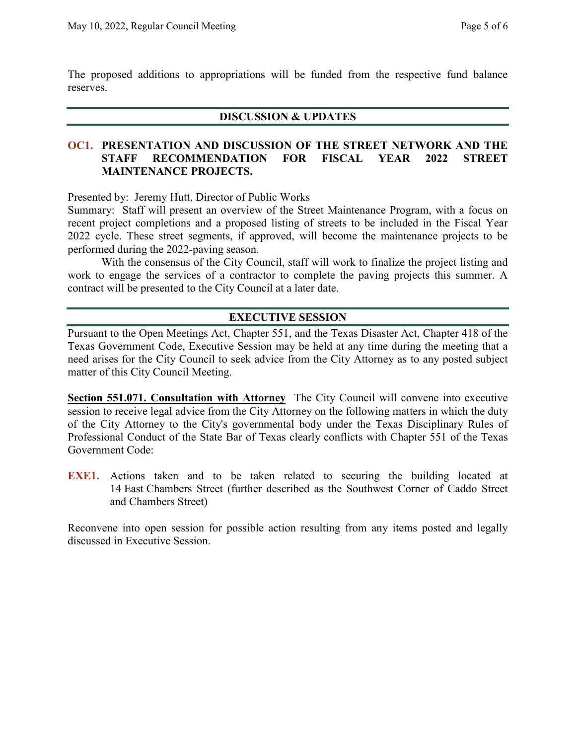The proposed additions to appropriations will be funded from the respective fund balance reserves.

## DISCUSSION & UPDATES

### OC1. PRESENTATION AND DISCUSSION OF THE STREET NETWORK AND THE STAFF RECOMMENDATION FOR FISCAL YEAR 2022 STREET MAINTENANCE PROJECTS.

Presented by: Jeremy Hutt, Director of Public Works

Summary: Staff will present an overview of the Street Maintenance Program, with a focus on recent project completions and a proposed listing of streets to be included in the Fiscal Year 2022 cycle. These street segments, if approved, will become the maintenance projects to be performed during the 2022-paving season.

With the consensus of the City Council, staff will work to finalize the project listing and work to engage the services of a contractor to complete the paving projects this summer. A contract will be presented to the City Council at a later date.

## EXECUTIVE SESSION

Pursuant to the Open Meetings Act, Chapter 551, and the Texas Disaster Act, Chapter 418 of the Texas Government Code, Executive Session may be held at any time during the meeting that a need arises for the City Council to seek advice from the City Attorney as to any posted subject matter of this City Council Meeting.

**Section 551.071. Consultation with Attorney** The City Council will convene into executive session to receive legal advice from the City Attorney on the following matters in which the duty of the City Attorney to the City's governmental body under the Texas Disciplinary Rules of Professional Conduct of the State Bar of Texas clearly conflicts with Chapter 551 of the Texas Government Code:

**EXE1.** Actions taken and to be taken related to securing the building located at 14 East Chambers Street (further described as the Southwest Corner of Caddo Street and Chambers Street)

Reconvene into open session for possible action resulting from any items posted and legally discussed in Executive Session.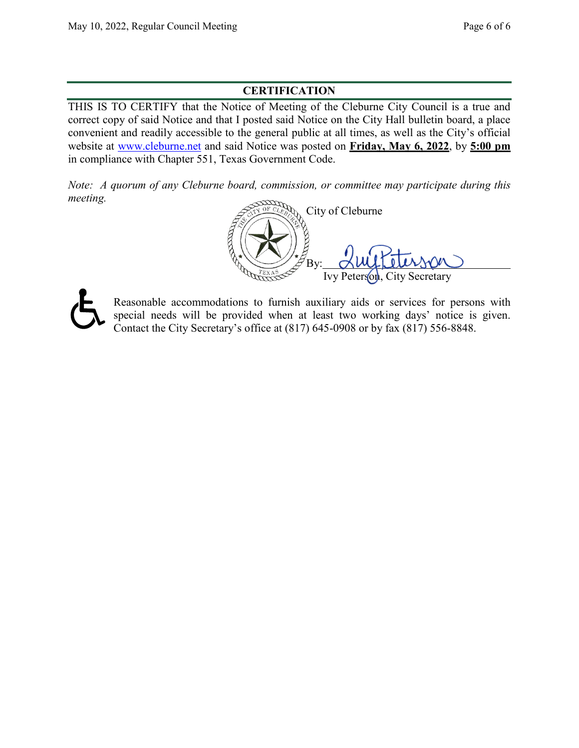## CERTIFICATION

THIS IS TO CERTIFY that the Notice of Meeting of the Cleburne City Council is a true and correct copy of said Notice and that I posted said Notice on the City Hall bulletin board, a place convenient and readily accessible to the general public at all times, as well as the City's official website at www.cleburne.net and said Notice was posted on **Friday, May 6, 2022**, by **5:00 pm** in compliance with Chapter 551, Texas Government Code.

*Note: A quorum of any Cleburne board, commission, or committee may participate during this meeting.*

City of Cleburne

By: Ivy Peterson

Ivy Peterson, City Secretary

Reasonable accommodations to furnish auxiliary aids or services for persons with special needs will be provided when at least two working days' notice is given. Contact the City Secretary's office at (817) 645-0908 or by fax (817) 556-8848.